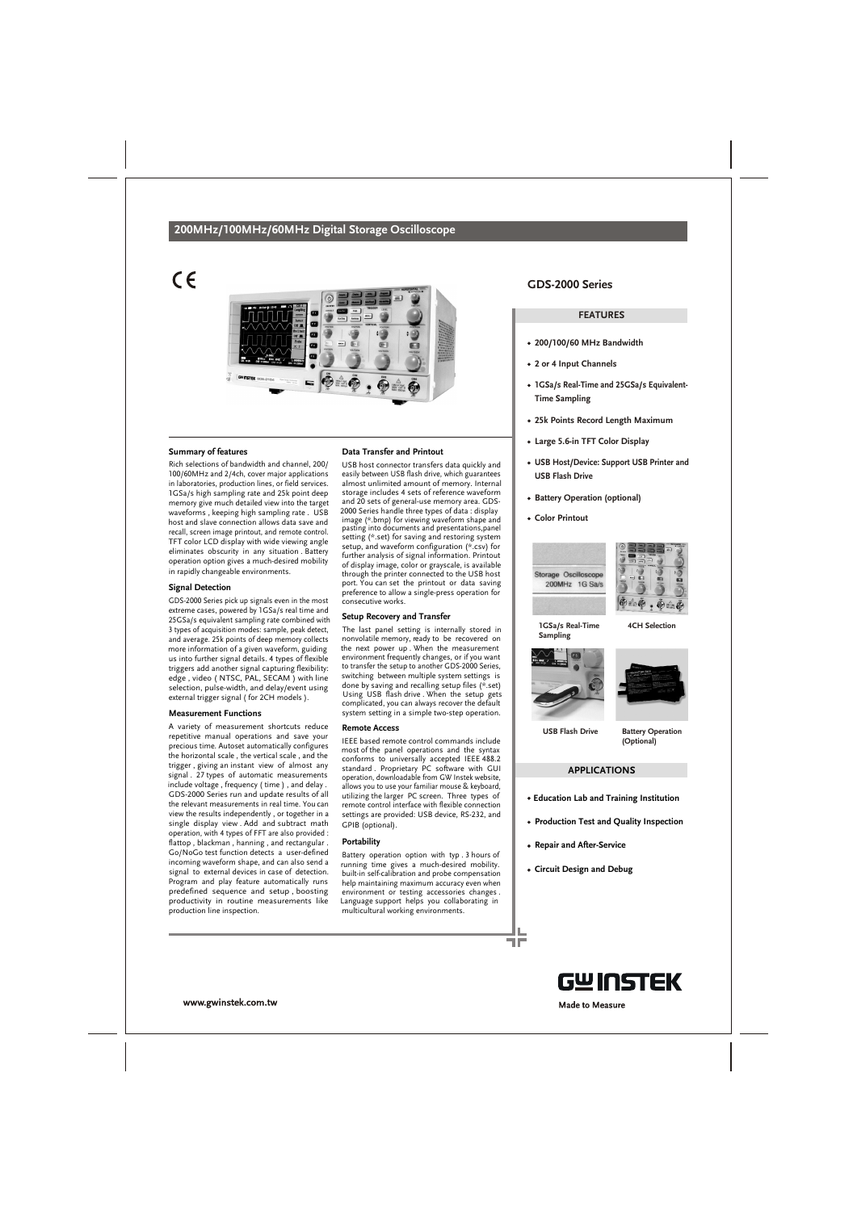## 200MHz/100MHz/60MHz Digital Storage Oscilloscope

# GDS-2000 Series

### FEATURES

- 200/100/60 MHz Bandwidth
- 2 or 4 Input Channels
- 1GSa/s Real-Time and 25GSa/s Equivalent-Time Sampling
- 25k Points Record Length Maximum
- Large 5.6-in TFT Color Display
- USB Host/Device: Support USB Printer and USB Flash Drive
- Battery Operation (optional)
- Color Printout

1GSa/s Real-Time Sampling

4CH Selection

USB Flash Drive

Battery Operation (Optional)

### APPLICATIONS

- Education Lab and Training Institution
- Production Test and Quality Inspection
- Repair and After-Service
- Circuit Design and Debug

### Summary of features

Rich selections of bandwidth and channel, 200/ 100/60MHz and 2/4ch, cover major applications in laboratories, production lines, or field services. 1GSa/s high sampling rate and 25k point deep memory give much detailed view into the target waveforms , keeping high sampling rate . USB host and slave connection allows data save and recall, screen image printout, and remote control. TFT color LCD display with wide viewing angle eliminates obscurity in any situation . Battery operation option gives a much-desired mobility in rapidly changeable environments.

### Signal Detection

GDS-2000 Series pick up signals even in the most extreme cases, powered by 1GSa/s real time and 25GSa/s equivalent sampling rate combined with 3 types of acquisition modes: sample, peak detect, and average. 25k points of deep memory collects more information of a given waveform, guiding us into further signal details. 4 types of flexible triggers add another signal capturing flexibility: edge , video ( NTSC, PAL, SECAM ) with line selection, pulse-width, and delay/event using external trigger signal ( for 2CH models ).

### Measurement Functions

A variety of measurement shortcuts reduce repetitive manual operations and save your precious time. Autoset automatically configures the horizontal scale , the vertical scale , and the trigger , giving an instant view of almost any signal . 27 types of automatic measurements include voltage , frequency ( time ) , and delay . GDS-2000 Series run and update results of all the relevant measurements in real time. You can view the results independently , or together in a single display view . Add and subtract math operation, with 4 types of FFT are also provided : flattop , blackman , hanning , and rectangular . Go/NoGo test function detects a user-defined incoming waveform shape, and can also send a signal to external devices in case of detection. Program and play feature automatically runs predefined sequence and setup , boosting productivity in routine measurements like production line inspection.

### Data Transfer and Printout

USB host connector transfers data quickly and easily between USB flash drive, which guarantees almost unlimited amount of memory. Internal storage includes 4 sets of reference waveform and 20 sets of general-use memory area. GDS-2000 Series handle three types of data : display image (*.bmp) for viewing waveform shape and pasting into documents and presentations,panel setting (*.set) for saving and restoring system setup, and waveform configuration (*.csv) for further analysis of signal information. Printout of display image, color or grayscale, is available through the printer connected to the USB host port. You can set the printout or data saving preference to allow a single-press operation for consecutive works.

### Setup Recovery and Transfer

The last panel setting is internally stored in nonvolatile memory, ready to be recovered on the next power up . When the measurement environment frequently changes, or if you want to transfer the setup to another GDS-2000 Series, switching between multiple system settings is done by saving and recalling setup files (*.set) Using USB flash drive . When the setup gets complicated, you can always recover the default system setting in a simple two-step operation.

### Remote Access

IEEE based remote control commands include most of the panel operations and the syntax conforms to universally accepted IEEE 488.2 standard . Proprietary PC software with GUI operation, downloadable from GW Instek website, allows you to use your familiar mouse & keyboard, utilizing the larger PC screen. Three types of remote control interface with flexible connection settings are provided: USB device, RS-232, and GPIB (optional).

### Portability

Battery operation option with typ . 3 hours of running time gives a much-desired mobility. built-in self-calibration and probe compensation help maintaining maximum accuracy even when environment or testing accessories changes . Language support helps you collaborating in multicultural working environments.

www.gwinstek.com.tw

GW INSTEK
Made to Measure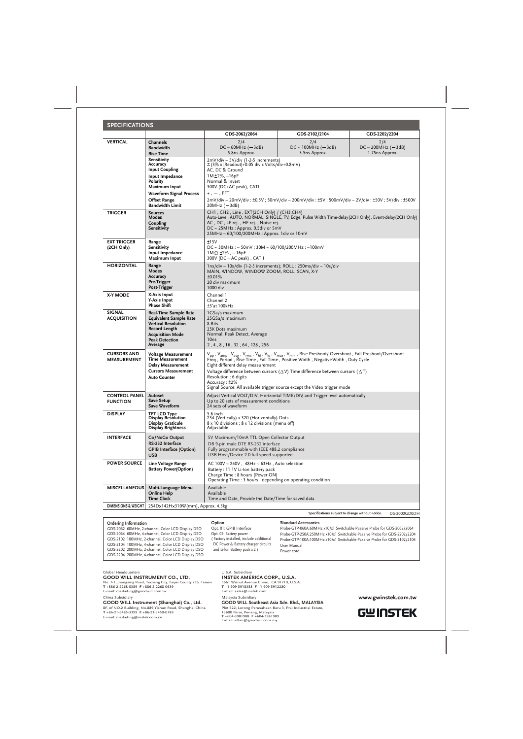## SPECIFICATIONS

| | | GDS-2062/2064 | GDS-2102/2104 | GDS-2202/2204 |
|---|---|---|---|---|
| **VERTICAL** | **Channels** | 2/4 | 2/4 | 2/4 |
| | **Bandwidth** | DC ~ 60MHz (−3dB) | DC ~ 100MHz (−3dB) | DC ~ 200MHz (−3dB) |
| | **Rise Time** | 5.8ns Approx. | 3.5ns Approx. | 1.75ns Approx. |
| | **Sensitivity** | 2mV/div ~ 5V/div (1-2-5 increments) | | |
| | **Accuracy** | ±(3% x \|Readout\|+0.05 div x Volts/div+0.8mV) | | |
| | **Input Coupling** | AC, DC & Ground | | |
| | **Input Impedance** | 1M±2%, ~16pF | | |
| | **Polarity** | Normal & Invert | | |
| | **Maximum Input** | 300V (DC+AC peak), CATII | | |
| | **Waveform Signal Process** | +, −, FFT | | |
| | **Offset Range** | 2mV/div ~ 20mV/div : ±0.5V ; 50mV/div ~ 200mV/div : ±5V ; 500mV/div ~ 2V/div : ±50V ; 5V/div : ±300V | | |
| | **Bandwidth Limit** | 20MHz (−3dB) | | |
| **TRIGGER** | **Sources** | CH1 , CH2 , Line , EXT(2CH Only) / (CH3,CH4) | | |
| | **Modes** | Auto-Level, AUTO, NORMAL, SINGLE, TV, Edge, Pulse Width Time-delay(2CH Only), Event-delay(2CH Only) | | |
| | **Coupling** | AC , DC , LF rej. , HF rej. , Noise rej. | | |
| | **Sensitivity** | DC ~ 25MHz : Approx. 0.5div or 5mV; 25MHz ~ 60/100/200MHz : Approx. 1div or 10mV | | |
| **EXT TRIGGER (2CH Only)** | **Range** | ±15V | | |
| | **Sensitivity** | DC ~ 30MHz : ~ 50mV ; 30M ~ 60/100/200MHz : ~100mV | | |
| | **Input Impedance** | 1MΩ ±2% , ~ 16pF | | |
| | **Maximum Input** | 300V (DC + AC peak) , CATII | | |
| **HORIZONTAL** | **Range** | 1ns/div ~ 10s/div (1-2-5 increments); ROLL : 250ms/div ~ 10s/div | | |
| | **Modes** | MAIN, WINDOW, WINDOW ZOOM, ROLL, SCAN, X-Y | | |
| | **Accuracy** | ±0.01% | | |
| | **Pre-Trigger** | 20 div maximum | | |
| | **Post-Trigger** | 1000 div | | |
| **X-Y MODE** | **X-Axis Input** | Channel 1 | | |
| | **Y-Axis Input** | Channel 2 | | |
| | **Phase Shift** | ±3° at 100kHz | | |
| **SIGNAL ACQUISITION** | **Real-Time Sample Rate** | 1GSa/s maximum | | |
| | **Equivalent Sample Rate** | 25GSa/s maximum | | |
| | **Vertical Resolution** | 8 Bits | | |
| | **Record Length** | 25K Dots maximum | | |
| | **Acquisition Mode** | Normal, Peak Detect, Average | | |
| | **Peak Detection** | 10ns | | |
| | **Average** | 2 , 4 , 8 , 16 , 32 , 64 , 128 , 256 | | |
| **CURSORS AND MEASUREMENT** | **Voltage Measurement** | $V_{pp}$ , $V_{amp}$ , $V_{avg}$ , $V_{rms}$ , $V_{hi}$ , $V_{lo}$ , $V_{max}$ , $V_{min}$ , Rise Preshoot/ Overshoot , Fall Preshoot/Overshoot | | |
| | **Time Measurement** | Freq , Period , Rise Time , Fall Time , Positive Width , Negative Width , Duty Cycle | | |
| | **Delay Measurement** | Eight different delay measurement | | |
| | **Cursors Measurement** | Voltage difference between cursors (ΔV) Time difference between cursors (ΔT) | | |
| | **Auto Counter** | Resolution : 6 digits; Accuracy : ±2%; Signal Source: All available trigger source except the Video trigger mode | | |
| **CONTROL PANEL FUNCTION** | **Autoset** | Adjust Vertical VOLT/DIV, Horizontal TIME/DIV, and Trigger level automatically | | |
| | **Save Setup** | Up to 20 sets of measurement conditions | | |
| | **Save Waveform** | 24 sets of waveform | | |
| **DISPLAY** | **TFT LCD Type** | 5.6 inch | | |
| | **Display Resolution** | 234 (Vertically) x 320 (Horizontally) Dots | | |
| | **Display Graticule** | 8 x 10 divisions ; 8 x 12 divisions (menu off) | | |
| | **Display Brightness** | Adjustable | | |
| **INTERFACE** | **Go/NoGo Output** | 5V Maximum/10mA TTL Open Collector Output | | |
| | **RS-232 Interface** | DB 9-pin male DTE RS-232 interface | | |
| | **GPIB Interface (Option)** | Fully programmable with IEEE 488.2 compliance | | |
| | **USB** | USB Host/Device 2.0 full speed supported | | |
| **POWER SOURCE** | **Line Voltage Range** | AC 100V ~ 240V , 48Hz ~ 63Hz , Auto selection | | |
| | **Battery Power(Option)** | Battery : 11.1V Li-Ion battery pack; Charge Time : 8 hours (Power ON); Operating Time : 3 hours , depending on operating condition | | |
| **MISCELLANEOUS** | **Multi-Language Menu** | Available | | |
| | **Online Help** | Available | | |
| | **Time Clock** | Time and Date, Provide the Date/Time for saved data | | |
| **DIMENSIONS & WEIGHT** | 254Dx142Hx310W(mm), Approx. 4.3kg | | | |

**Specifications subject to change without notice.** DS-2000GD0DH

**Ordering Information**

GDS-2062 60MHz, 2-channel, Color LCD Display DSO
GDS-2064 60MHz, 4-channel, Color LCD Display DSO
GDS-2102 100MHz, 2-channel, Color LCD Display DSO
GDS-2104 100MHz, 4-channel, Color LCD Display DSO
GDS-2202 200MHz, 2-channel, Color LCD Display DSO
GDS-2204 200MHz, 4-channel, Color LCD Display DSO

**Option**

Opt. 01: GPIB Interface
Opt. 02: Battery power
( Factory installed, include additional DC Power & Battery charger circuits and Li-Ion Battery pack x 2 )

**Standard Accessories**

Probe-GTP-060A:60MHz x10/x1 Switchable Passive Probe for GDS-2062/2064
Probe-GTP-250A:250MHz x10/x1 Switchable Passive Probe for GDS-2202/2204
Probe-GTP-100A:100MHz x10/x1 Switchable Passive Probe for GDS-2102/2104
User Manual
Power cord

Global Headquarters
**GOOD WILL INSTRUMENT CO., LTD.**
No. 7-1, Jhongsing Road, Tucheng City, Taipei County 236, Taiwan
T +886-2-2268-0389 F +886-2-2268-0639
E-mail: marketing@goodwill.com.tw

China Subsidiary
**GOOD WILL Instrument (Shanghai) Co., Ltd.**
8F, of NO.2 Building, No.889 Yishan Road, Shanghai China
T +86-21-6485-3399 F +86-21-5450-0789
E-mail: marketing@instek.com.cn

U.S.A. Subsidiary
**INSTEK AMERICA CORP., U.S.A.**
3661 Walnut Avenue Chino, CA 91710, U.S.A.
T +1-909-5918358 F +1-909-5912280
E-mail: sales@instek.com

Malaysia Subsidiary
**GOOD WILL Southeast Asia Sdn. Bhd., MALAYSIA**
Plot 522, Lorong Perusahaan Baru 3, Prai Industrial Estate, 13600 Perai, Penang, Malaysia
T +604-3981988 F +604-3981989
E-mail: ettan@goodwill.com.my

**www.gwinstek.com.tw**

GW INSTEK